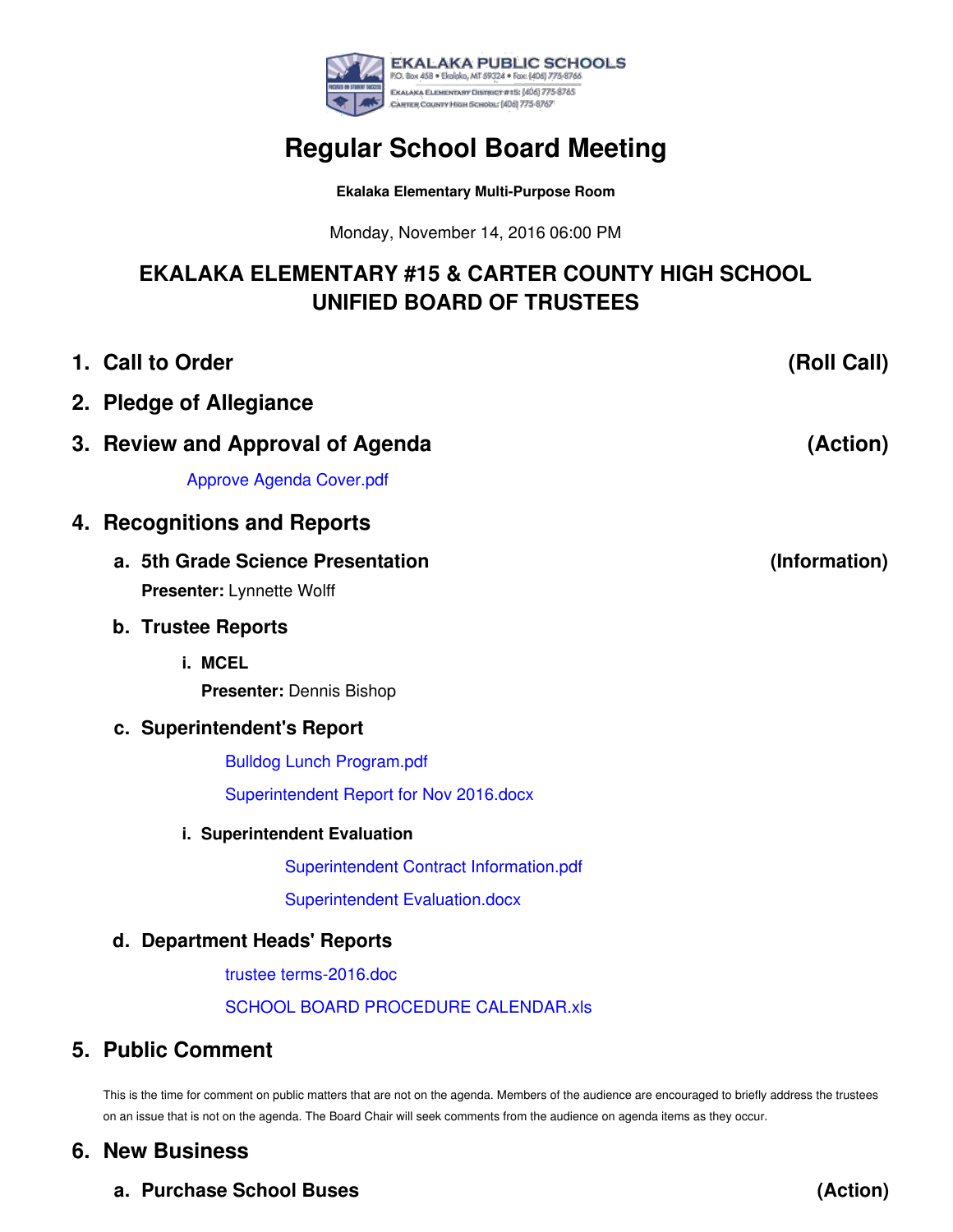EKALAKA PUBLIC SCHOOLS
P.O. Box 458 • Ekalaka, MT 59324 • Fax: (406) 775-8766
Ekalaka Elementary District #15: (406) 775-8765
Carter County High School: (406) 775-8767

# Regular School Board Meeting

**Ekalaka Elementary Multi-Purpose Room**

Monday, November 14, 2016 06:00 PM

## EKALAKA ELEMENTARY #15 & CARTER COUNTY HIGH SCHOOL UNIFIED BOARD OF TRUSTEES

## 1. Call to Order (Roll Call)

## 2. Pledge of Allegiance

## 3. Review and Approval of Agenda (Action)

Approve Agenda Cover.pdf

## 4. Recognitions and Reports

### a. 5th Grade Science Presentation (Information)

**Presenter:** Lynnette Wolff

### b. Trustee Reports

#### i. MCEL

**Presenter:** Dennis Bishop

### c. Superintendent's Report

Bulldog Lunch Program.pdf

Superintendent Report for Nov 2016.docx

#### i. Superintendent Evaluation

Superintendent Contract Information.pdf

Superintendent Evaluation.docx

### d. Department Heads' Reports

trustee terms-2016.doc

SCHOOL BOARD PROCEDURE CALENDAR.xls

## 5. Public Comment

This is the time for comment on public matters that are not on the agenda. Members of the audience are encouraged to briefly address the trustees on an issue that is not on the agenda. The Board Chair will seek comments from the audience on agenda items as they occur.

## 6. New Business

### a. Purchase School Buses (Action)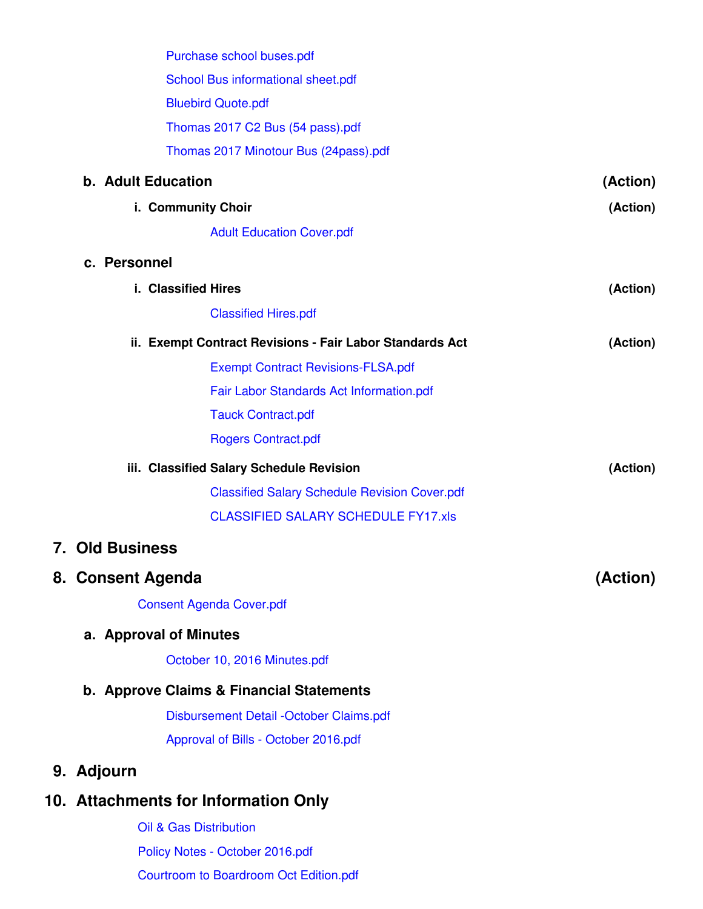Purchase school buses.pdf

School Bus informational sheet.pdf

Bluebird Quote.pdf

Thomas 2017 C2 Bus (54 pass).pdf

Thomas 2017 Minotour Bus (24pass).pdf

**b. Adult Education** **(Action)**

**i. Community Choir** **(Action)**

Adult Education Cover.pdf

**c. Personnel**

**i. Classified Hires** **(Action)**

Classified Hires.pdf

**ii. Exempt Contract Revisions - Fair Labor Standards Act** **(Action)**

Exempt Contract Revisions-FLSA.pdf

Fair Labor Standards Act Information.pdf

Tauck Contract.pdf

Rogers Contract.pdf

**iii. Classified Salary Schedule Revision** **(Action)**

Classified Salary Schedule Revision Cover.pdf

CLASSIFIED SALARY SCHEDULE FY17.xls

## 7. Old Business

## 8. Consent Agenda (Action)

Consent Agenda Cover.pdf

**a. Approval of Minutes**

October 10, 2016 Minutes.pdf

**b. Approve Claims & Financial Statements**

Disbursement Detail -October Claims.pdf

Approval of Bills - October 2016.pdf

## 9. Adjourn

## 10. Attachments for Information Only

Oil & Gas Distribution

Policy Notes - October 2016.pdf

Courtroom to Boardroom Oct Edition.pdf